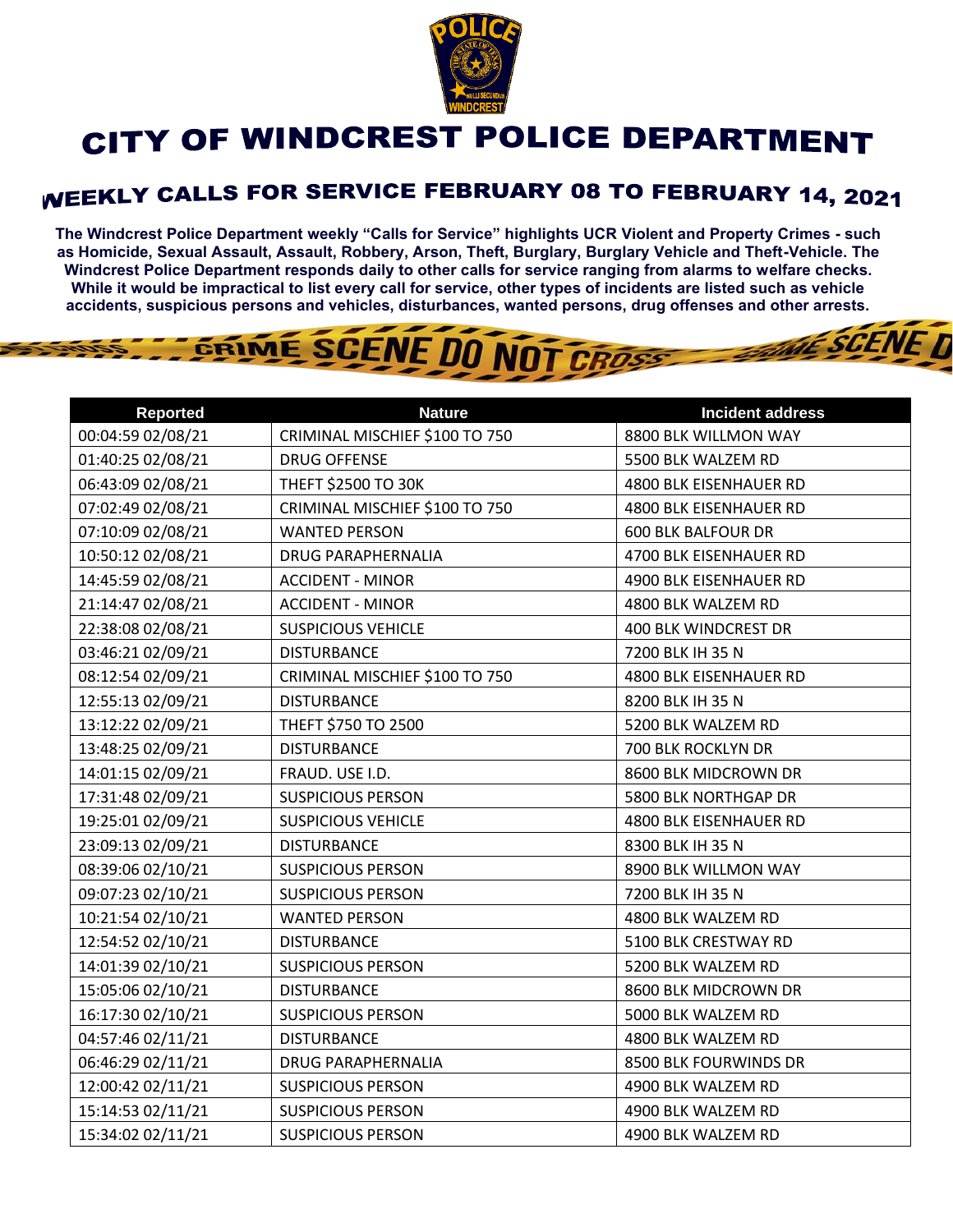# CITY OF WINDCREST POLICE DEPARTMENT

## WEEKLY CALLS FOR SERVICE FEBRUARY 08 TO FEBRUARY 14, 2021

**The Windcrest Police Department weekly "Calls for Service" highlights UCR Violent and Property Crimes - such as Homicide, Sexual Assault, Assault, Robbery, Arson, Theft, Burglary, Burglary Vehicle and Theft-Vehicle. The Windcrest Police Department responds daily to other calls for service ranging from alarms to welfare checks. While it would be impractical to list every call for service, other types of incidents are listed such as vehicle accidents, suspicious persons and vehicles, disturbances, wanted persons, drug offenses and other arrests.**

| Reported | Nature | Incident address |
|---|---|---|
| 00:04:59 02/08/21 | CRIMINAL MISCHIEF $100 TO 750 | 8800 BLK WILLMON WAY |
| 01:40:25 02/08/21 | DRUG OFFENSE | 5500 BLK WALZEM RD |
| 06:43:09 02/08/21 | THEFT $2500 TO 30K | 4800 BLK EISENHAUER RD |
| 07:02:49 02/08/21 | CRIMINAL MISCHIEF $100 TO 750 | 4800 BLK EISENHAUER RD |
| 07:10:09 02/08/21 | WANTED PERSON | 600 BLK BALFOUR DR |
| 10:50:12 02/08/21 | DRUG PARAPHERNALIA | 4700 BLK EISENHAUER RD |
| 14:45:59 02/08/21 | ACCIDENT - MINOR | 4900 BLK EISENHAUER RD |
| 21:14:47 02/08/21 | ACCIDENT - MINOR | 4800 BLK WALZEM RD |
| 22:38:08 02/08/21 | SUSPICIOUS VEHICLE | 400 BLK WINDCREST DR |
| 03:46:21 02/09/21 | DISTURBANCE | 7200 BLK IH 35 N |
| 08:12:54 02/09/21 | CRIMINAL MISCHIEF $100 TO 750 | 4800 BLK EISENHAUER RD |
| 12:55:13 02/09/21 | DISTURBANCE | 8200 BLK IH 35 N |
| 13:12:22 02/09/21 | THEFT $750 TO 2500 | 5200 BLK WALZEM RD |
| 13:48:25 02/09/21 | DISTURBANCE | 700 BLK ROCKLYN DR |
| 14:01:15 02/09/21 | FRAUD. USE I.D. | 8600 BLK MIDCROWN DR |
| 17:31:48 02/09/21 | SUSPICIOUS PERSON | 5800 BLK NORTHGAP DR |
| 19:25:01 02/09/21 | SUSPICIOUS VEHICLE | 4800 BLK EISENHAUER RD |
| 23:09:13 02/09/21 | DISTURBANCE | 8300 BLK IH 35 N |
| 08:39:06 02/10/21 | SUSPICIOUS PERSON | 8900 BLK WILLMON WAY |
| 09:07:23 02/10/21 | SUSPICIOUS PERSON | 7200 BLK IH 35 N |
| 10:21:54 02/10/21 | WANTED PERSON | 4800 BLK WALZEM RD |
| 12:54:52 02/10/21 | DISTURBANCE | 5100 BLK CRESTWAY RD |
| 14:01:39 02/10/21 | SUSPICIOUS PERSON | 5200 BLK WALZEM RD |
| 15:05:06 02/10/21 | DISTURBANCE | 8600 BLK MIDCROWN DR |
| 16:17:30 02/10/21 | SUSPICIOUS PERSON | 5000 BLK WALZEM RD |
| 04:57:46 02/11/21 | DISTURBANCE | 4800 BLK WALZEM RD |
| 06:46:29 02/11/21 | DRUG PARAPHERNALIA | 8500 BLK FOURWINDS DR |
| 12:00:42 02/11/21 | SUSPICIOUS PERSON | 4900 BLK WALZEM RD |
| 15:14:53 02/11/21 | SUSPICIOUS PERSON | 4900 BLK WALZEM RD |
| 15:34:02 02/11/21 | SUSPICIOUS PERSON | 4900 BLK WALZEM RD |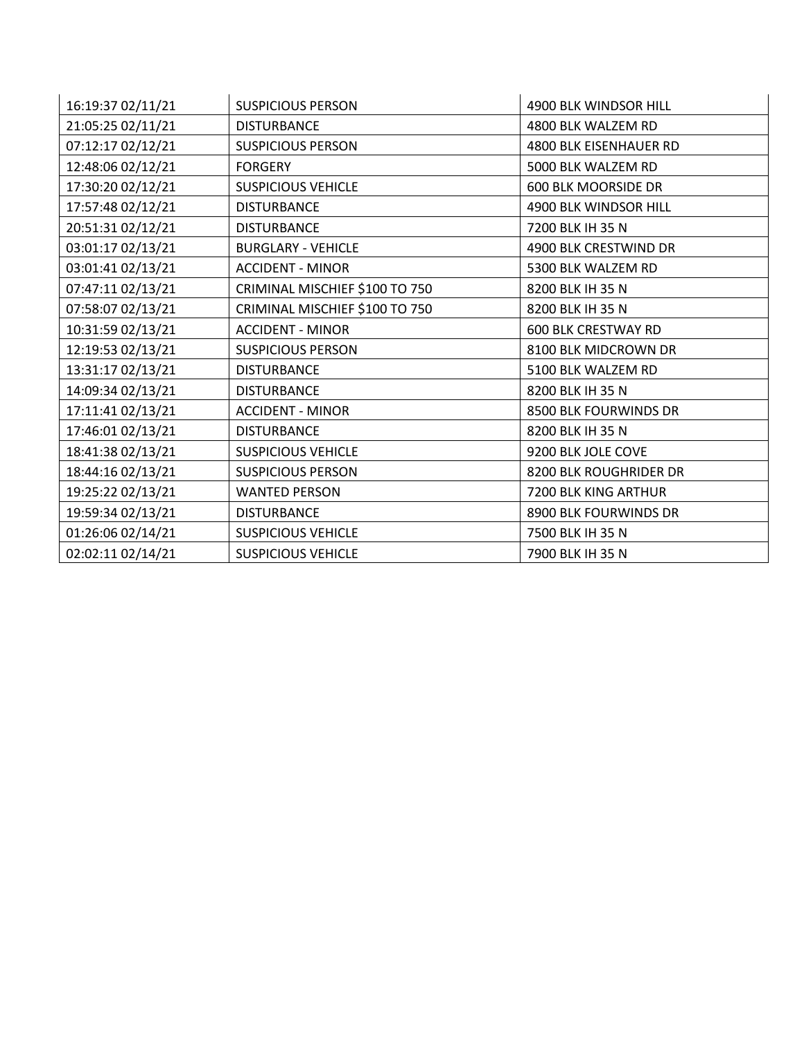| | | |
|---|---|---|
| 16:19:37 02/11/21 | SUSPICIOUS PERSON | 4900 BLK WINDSOR HILL |
| 21:05:25 02/11/21 | DISTURBANCE | 4800 BLK WALZEM RD |
| 07:12:17 02/12/21 | SUSPICIOUS PERSON | 4800 BLK EISENHAUER RD |
| 12:48:06 02/12/21 | FORGERY | 5000 BLK WALZEM RD |
| 17:30:20 02/12/21 | SUSPICIOUS VEHICLE | 600 BLK MOORSIDE DR |
| 17:57:48 02/12/21 | DISTURBANCE | 4900 BLK WINDSOR HILL |
| 20:51:31 02/12/21 | DISTURBANCE | 7200 BLK IH 35 N |
| 03:01:17 02/13/21 | BURGLARY - VEHICLE | 4900 BLK CRESTWIND DR |
| 03:01:41 02/13/21 | ACCIDENT - MINOR | 5300 BLK WALZEM RD |
| 07:47:11 02/13/21 | CRIMINAL MISCHIEF $100 TO 750 | 8200 BLK IH 35 N |
| 07:58:07 02/13/21 | CRIMINAL MISCHIEF $100 TO 750 | 8200 BLK IH 35 N |
| 10:31:59 02/13/21 | ACCIDENT - MINOR | 600 BLK CRESTWAY RD |
| 12:19:53 02/13/21 | SUSPICIOUS PERSON | 8100 BLK MIDCROWN DR |
| 13:31:17 02/13/21 | DISTURBANCE | 5100 BLK WALZEM RD |
| 14:09:34 02/13/21 | DISTURBANCE | 8200 BLK IH 35 N |
| 17:11:41 02/13/21 | ACCIDENT - MINOR | 8500 BLK FOURWINDS DR |
| 17:46:01 02/13/21 | DISTURBANCE | 8200 BLK IH 35 N |
| 18:41:38 02/13/21 | SUSPICIOUS VEHICLE | 9200 BLK JOLE COVE |
| 18:44:16 02/13/21 | SUSPICIOUS PERSON | 8200 BLK ROUGHRIDER DR |
| 19:25:22 02/13/21 | WANTED PERSON | 7200 BLK KING ARTHUR |
| 19:59:34 02/13/21 | DISTURBANCE | 8900 BLK FOURWINDS DR |
| 01:26:06 02/14/21 | SUSPICIOUS VEHICLE | 7500 BLK IH 35 N |
| 02:02:11 02/14/21 | SUSPICIOUS VEHICLE | 7900 BLK IH 35 N |